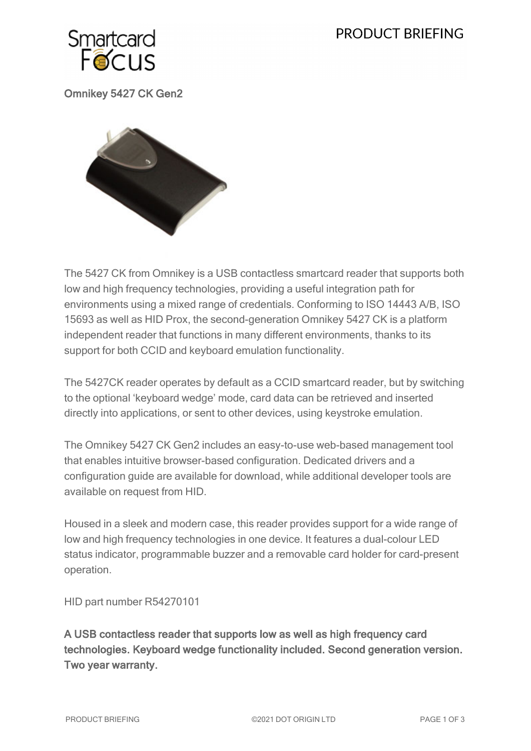# Omnikey 5427 CK Gen2

The 5427 CK from Omnikey is a USB contactless smartcard reader that supports both low and high frequency technologies, providing a useful integration path for environments using a mixed range of credentials. Conforming to ISO 14443 A/B, ISO 15693 as well as HID Prox, the second-generation Omnikey 5427 CK is a platform independent reader that functions in many different environments, thanks to its support for both CCID and keyboard emulation functionality.

The 5427CK reader operates by default as a CCID smartcard reader, but by switching to the optional 'keyboard wedge' mode, card data can be retrieved and inserted directly into applications, or sent to other devices, using keystroke emulation.

The Omnikey 5427 CK Gen2 includes an easy-to-use web-based management tool that enables intuitive browser-based configuration. Dedicated drivers and a configuration guide are available for download, while additional developer tools are available on request from HID.

Housed in a sleek and modern case, this reader provides support for a wide range of low and high frequency technologies in one device. It features a dual-colour LED status indicator, programmable buzzer and a removable card holder for card-present operation.

HID part number R54270101

**A USB contactless reader that supports low as well as high frequency card technologies. Keyboard wedge functionality included. Second generation version. Two year warranty.**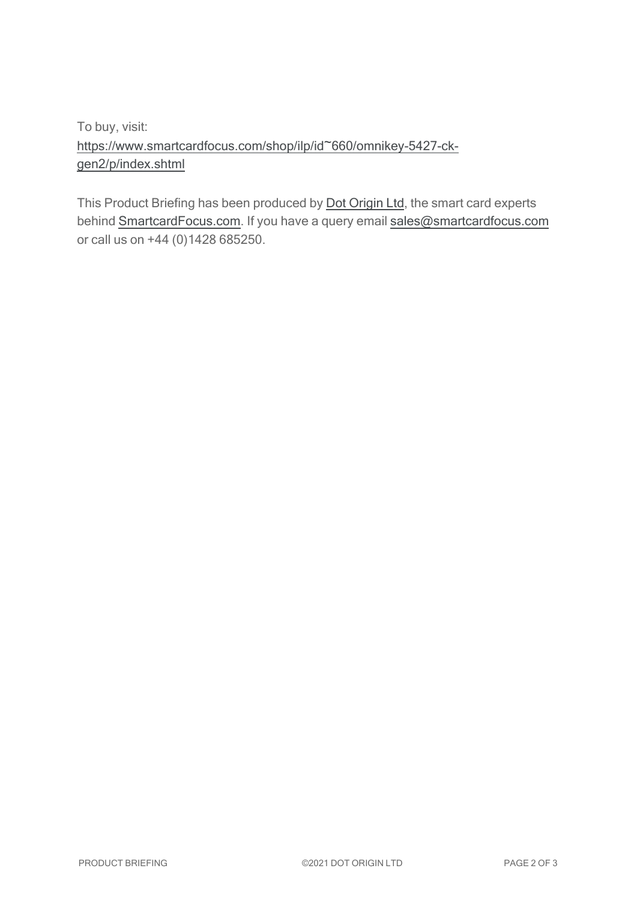To buy, visit:
[https://www.smartcardfocus.com/shop/ilp/id~660/omnikey-5427-ck-gen2/p/index.shtml](https://www.smartcardfocus.com/shop/ilp/id~660/omnikey-5427-ck-gen2/p/index.shtml)

This Product Briefing has been produced by Dot Origin Ltd, the smart card experts behind SmartcardFocus.com. If you have a query email sales@smartcardfocus.com or call us on +44 (0)1428 685250.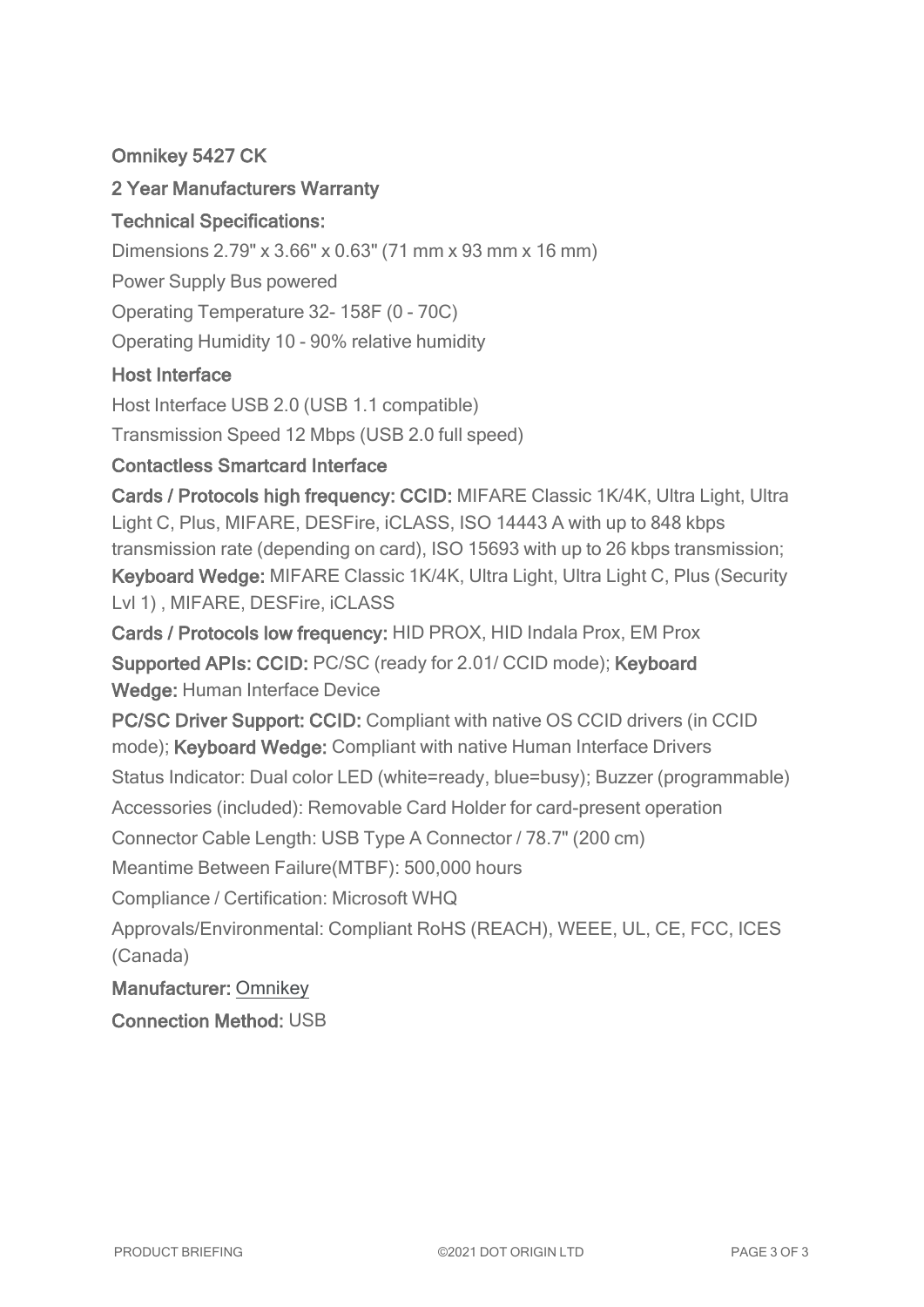### Omnikey 5427 CK

### 2 Year Manufacturers Warranty

### Technical Specifications:

Dimensions 2.79" x 3.66" x 0.63" (71 mm x 93 mm x 16 mm)

Power Supply Bus powered

Operating Temperature 32- 158F (0 - 70C)

Operating Humidity 10 - 90% relative humidity

### Host Interface

Host Interface USB 2.0 (USB 1.1 compatible)

Transmission Speed 12 Mbps (USB 2.0 full speed)

### Contactless Smartcard Interface

**Cards / Protocols high frequency: CCID:** MIFARE Classic 1K/4K, Ultra Light, Ultra Light C, Plus, MIFARE, DESFire, iCLASS, ISO 14443 A with up to 848 kbps transmission rate (depending on card), ISO 15693 with up to 26 kbps transmission; **Keyboard Wedge:** MIFARE Classic 1K/4K, Ultra Light, Ultra Light C, Plus (Security Lvl 1) , MIFARE, DESFire, iCLASS

**Cards / Protocols low frequency:** HID PROX, HID Indala Prox, EM Prox

**Supported APIs: CCID:** PC/SC (ready for 2.01/ CCID mode); **Keyboard Wedge:** Human Interface Device

**PC/SC Driver Support: CCID:** Compliant with native OS CCID drivers (in CCID mode); **Keyboard Wedge:** Compliant with native Human Interface Drivers

Status Indicator: Dual color LED (white=ready, blue=busy); Buzzer (programmable)

Accessories (included): Removable Card Holder for card-present operation

Connector Cable Length: USB Type A Connector / 78.7" (200 cm)

Meantime Between Failure(MTBF): 500,000 hours

Compliance / Certification: Microsoft WHQ

Approvals/Environmental: Compliant RoHS (REACH), WEEE, UL, CE, FCC, ICES (Canada)

**Manufacturer:** Omnikey

**Connection Method:** USB